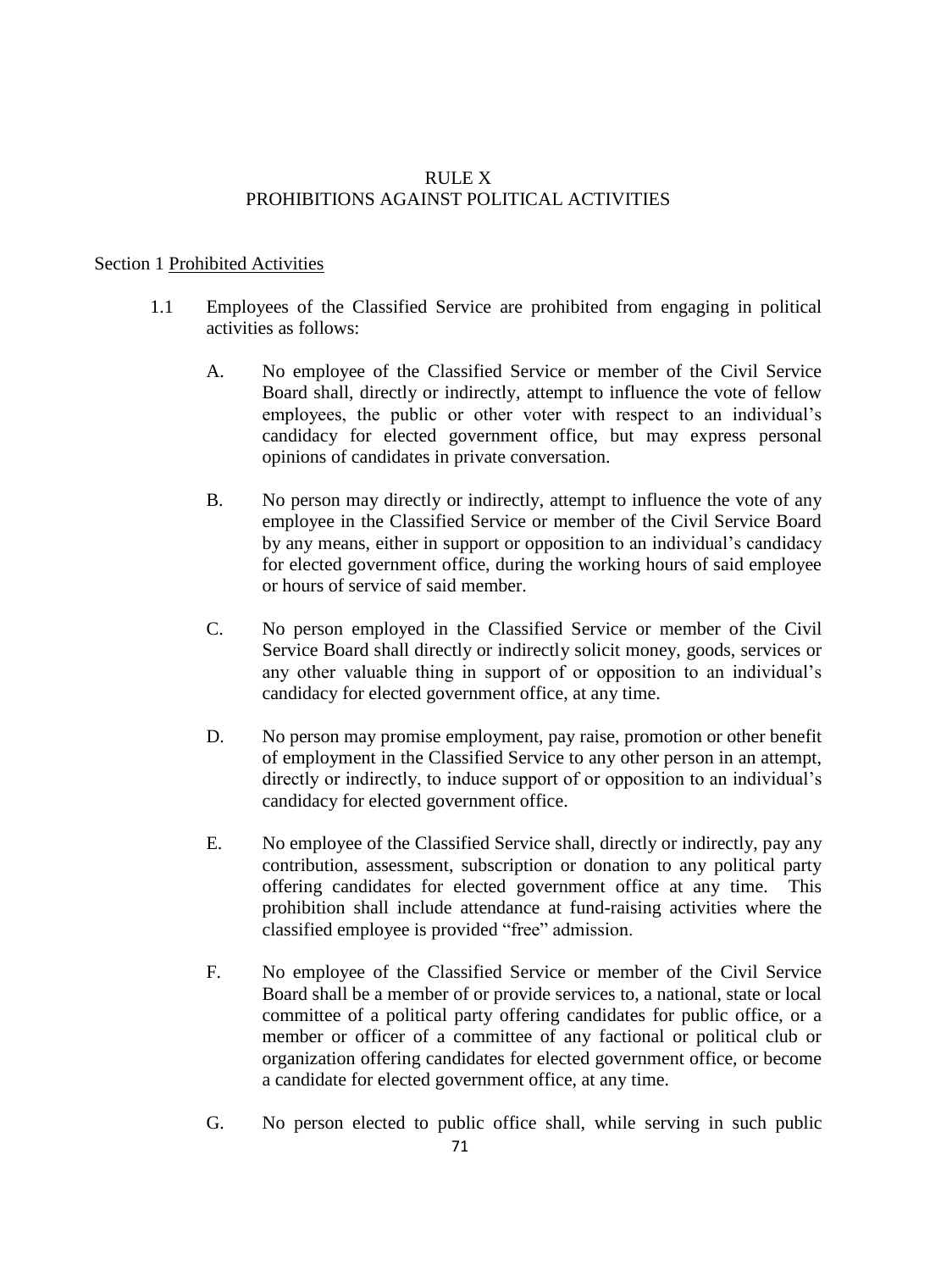# RULE X
# PROHIBITIONS AGAINST POLITICAL ACTIVITIES

## Section 1 Prohibited Activities

1.1 Employees of the Classified Service are prohibited from engaging in political activities as follows:

A. No employee of the Classified Service or member of the Civil Service Board shall, directly or indirectly, attempt to influence the vote of fellow employees, the public or other voter with respect to an individual's candidacy for elected government office, but may express personal opinions of candidates in private conversation.

B. No person may directly or indirectly, attempt to influence the vote of any employee in the Classified Service or member of the Civil Service Board by any means, either in support or opposition to an individual's candidacy for elected government office, during the working hours of said employee or hours of service of said member.

C. No person employed in the Classified Service or member of the Civil Service Board shall directly or indirectly solicit money, goods, services or any other valuable thing in support of or opposition to an individual's candidacy for elected government office, at any time.

D. No person may promise employment, pay raise, promotion or other benefit of employment in the Classified Service to any other person in an attempt, directly or indirectly, to induce support of or opposition to an individual's candidacy for elected government office.

E. No employee of the Classified Service shall, directly or indirectly, pay any contribution, assessment, subscription or donation to any political party offering candidates for elected government office at any time. This prohibition shall include attendance at fund-raising activities where the classified employee is provided "free" admission.

F. No employee of the Classified Service or member of the Civil Service Board shall be a member of or provide services to, a national, state or local committee of a political party offering candidates for public office, or a member or officer of a committee of any factional or political club or organization offering candidates for elected government office, or become a candidate for elected government office, at any time.

G. No person elected to public office shall, while serving in such public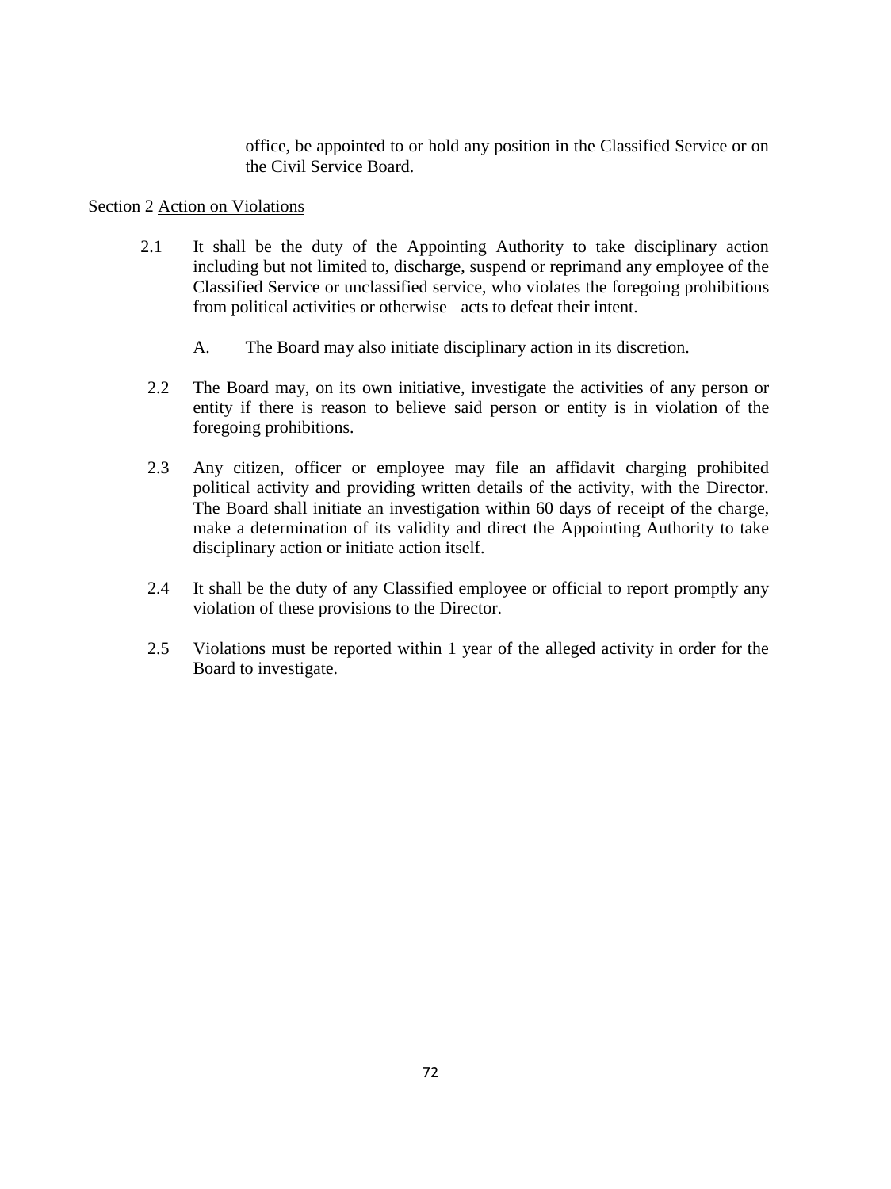office, be appointed to or hold any position in the Classified Service or on the Civil Service Board.

Section 2 Action on Violations

2.1 It shall be the duty of the Appointing Authority to take disciplinary action including but not limited to, discharge, suspend or reprimand any employee of the Classified Service or unclassified service, who violates the foregoing prohibitions from political activities or otherwise acts to defeat their intent.

A. The Board may also initiate disciplinary action in its discretion.

2.2 The Board may, on its own initiative, investigate the activities of any person or entity if there is reason to believe said person or entity is in violation of the foregoing prohibitions.

2.3 Any citizen, officer or employee may file an affidavit charging prohibited political activity and providing written details of the activity, with the Director. The Board shall initiate an investigation within 60 days of receipt of the charge, make a determination of its validity and direct the Appointing Authority to take disciplinary action or initiate action itself.

2.4 It shall be the duty of any Classified employee or official to report promptly any violation of these provisions to the Director.

2.5 Violations must be reported within 1 year of the alleged activity in order for the Board to investigate.